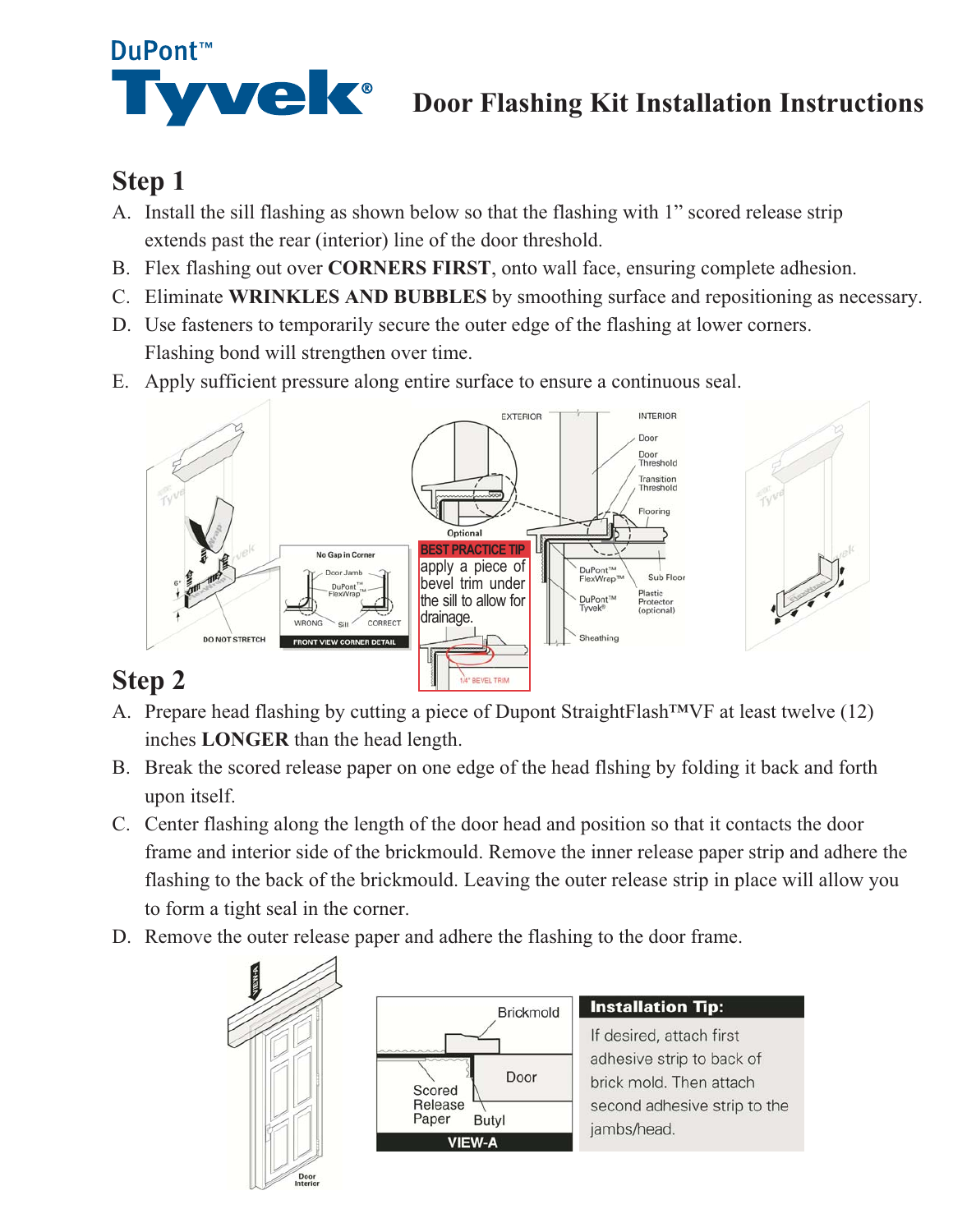# DuPont™ Tyvek® Door Flashing Kit Installation Instructions

## Step 1

A. Install the sill flashing as shown below so that the flashing with 1" scored release strip extends past the rear (interior) line of the door threshold.

B. Flex flashing out over **CORNERS FIRST**, onto wall face, ensuring complete adhesion.

C. Eliminate **WRINKLES AND BUBBLES** by smoothing surface and repositioning as necessary.

D. Use fasteners to temporarily secure the outer edge of the flashing at lower corners. Flashing bond will strengthen over time.

E. Apply sufficient pressure along entire surface to ensure a continuous seal.

**BEST PRACTICE TIP**

apply a piece of bevel trim under the sill to allow for drainage.

## Step 2

A. Prepare head flashing by cutting a piece of Dupont StraightFlash™VF at least twelve (12) inches **LONGER** than the head length.

B. Break the scored release paper on one edge of the head flshing by folding it back and forth upon itself.

C. Center flashing along the length of the door head and position so that it contacts the door frame and interior side of the brickmould. Remove the inner release paper strip and adhere the flashing to the back of the brickmould. Leaving the outer release strip in place will allow you to form a tight seal in the corner.

D. Remove the outer release paper and adhere the flashing to the door frame.

**Installation Tip:**

If desired, attach first adhesive strip to back of brick mold. Then attach second adhesive strip to the jambs/head.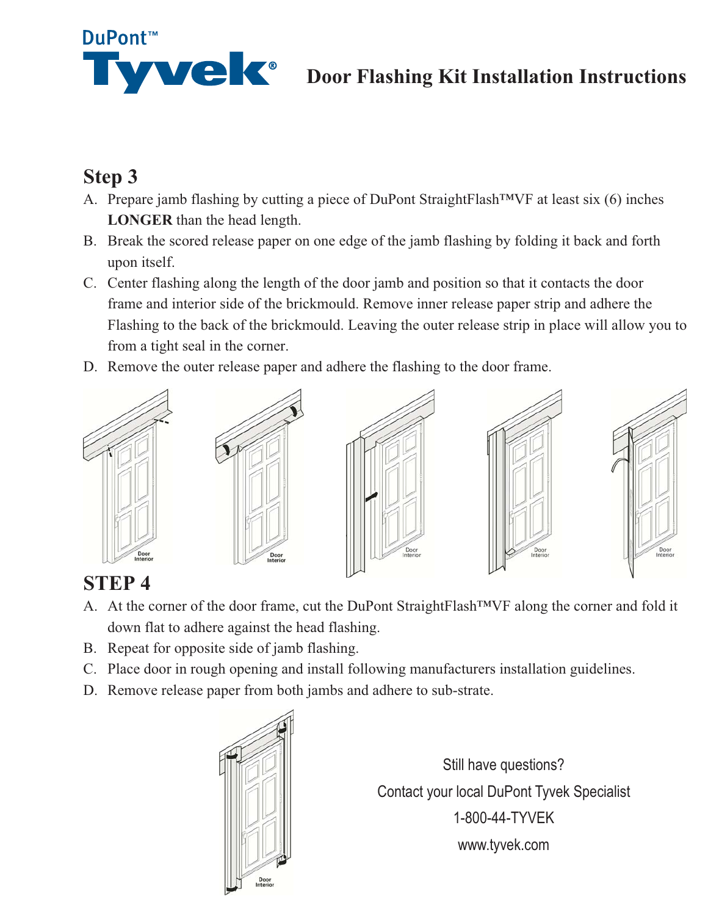DuPont™ **Tyvek®**

# Door Flashing Kit Installation Instructions

## Step 3

A. Prepare jamb flashing by cutting a piece of DuPont StraightFlash™VF at least six (6) inches **LONGER** than the head length.

B. Break the scored release paper on one edge of the jamb flashing by folding it back and forth upon itself.

C. Center flashing along the length of the door jamb and position so that it contacts the door frame and interior side of the brickmould. Remove inner release paper strip and adhere the Flashing to the back of the brickmould. Leaving the outer release strip in place will allow you to from a tight seal in the corner.

D. Remove the outer release paper and adhere the flashing to the door frame.

Door Interior

Door Interior

Door Interior

Door Interior

Door Interior

## STEP 4

A. At the corner of the door frame, cut the DuPont StraightFlash™VF along the corner and fold it down flat to adhere against the head flashing.

B. Repeat for opposite side of jamb flashing.

C. Place door in rough opening and install following manufacturers installation guidelines.

D. Remove release paper from both jambs and adhere to sub-strate.

Door Interior

Still have questions?

Contact your local DuPont Tyvek Specialist

1-800-44-TYVEK

www.tyvek.com